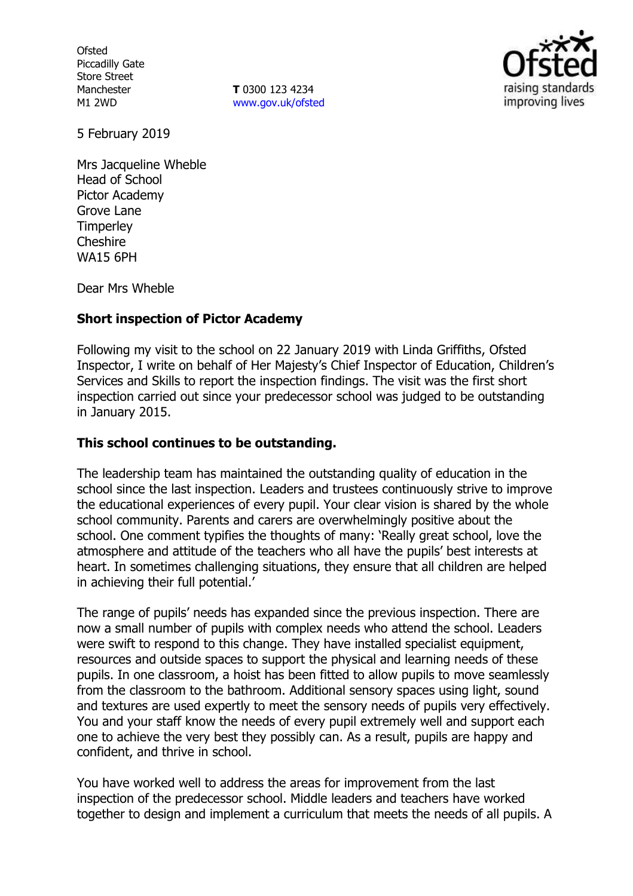Ofsted
Piccadilly Gate
Store Street
Manchester
M1 2WD

**T** 0300 123 4234
www.gov.uk/ofsted

5 February 2019

Mrs Jacqueline Wheble
Head of School
Pictor Academy
Grove Lane
Timperley
Cheshire
WA15 6PH

Dear Mrs Wheble

**Short inspection of Pictor Academy**

Following my visit to the school on 22 January 2019 with Linda Griffiths, Ofsted Inspector, I write on behalf of Her Majesty's Chief Inspector of Education, Children's Services and Skills to report the inspection findings. The visit was the first short inspection carried out since your predecessor school was judged to be outstanding in January 2015.

**This school continues to be outstanding.**

The leadership team has maintained the outstanding quality of education in the school since the last inspection. Leaders and trustees continuously strive to improve the educational experiences of every pupil. Your clear vision is shared by the whole school community. Parents and carers are overwhelmingly positive about the school. One comment typifies the thoughts of many: 'Really great school, love the atmosphere and attitude of the teachers who all have the pupils' best interests at heart. In sometimes challenging situations, they ensure that all children are helped in achieving their full potential.'

The range of pupils' needs has expanded since the previous inspection. There are now a small number of pupils with complex needs who attend the school. Leaders were swift to respond to this change. They have installed specialist equipment, resources and outside spaces to support the physical and learning needs of these pupils. In one classroom, a hoist has been fitted to allow pupils to move seamlessly from the classroom to the bathroom. Additional sensory spaces using light, sound and textures are used expertly to meet the sensory needs of pupils very effectively. You and your staff know the needs of every pupil extremely well and support each one to achieve the very best they possibly can. As a result, pupils are happy and confident, and thrive in school.

You have worked well to address the areas for improvement from the last inspection of the predecessor school. Middle leaders and teachers have worked together to design and implement a curriculum that meets the needs of all pupils. A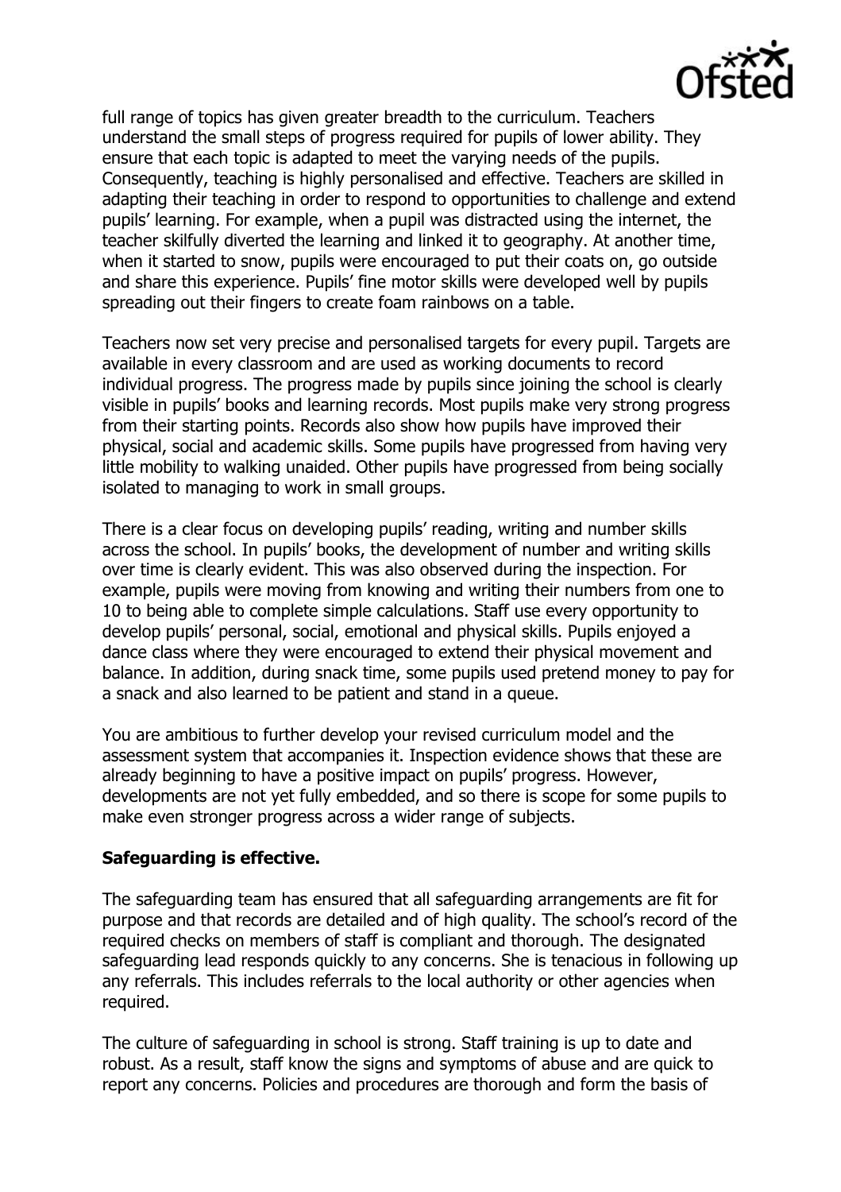full range of topics has given greater breadth to the curriculum. Teachers understand the small steps of progress required for pupils of lower ability. They ensure that each topic is adapted to meet the varying needs of the pupils. Consequently, teaching is highly personalised and effective. Teachers are skilled in adapting their teaching in order to respond to opportunities to challenge and extend pupils' learning. For example, when a pupil was distracted using the internet, the teacher skilfully diverted the learning and linked it to geography. At another time, when it started to snow, pupils were encouraged to put their coats on, go outside and share this experience. Pupils' fine motor skills were developed well by pupils spreading out their fingers to create foam rainbows on a table.

Teachers now set very precise and personalised targets for every pupil. Targets are available in every classroom and are used as working documents to record individual progress. The progress made by pupils since joining the school is clearly visible in pupils' books and learning records. Most pupils make very strong progress from their starting points. Records also show how pupils have improved their physical, social and academic skills. Some pupils have progressed from having very little mobility to walking unaided. Other pupils have progressed from being socially isolated to managing to work in small groups.

There is a clear focus on developing pupils' reading, writing and number skills across the school. In pupils' books, the development of number and writing skills over time is clearly evident. This was also observed during the inspection. For example, pupils were moving from knowing and writing their numbers from one to 10 to being able to complete simple calculations. Staff use every opportunity to develop pupils' personal, social, emotional and physical skills. Pupils enjoyed a dance class where they were encouraged to extend their physical movement and balance. In addition, during snack time, some pupils used pretend money to pay for a snack and also learned to be patient and stand in a queue.

You are ambitious to further develop your revised curriculum model and the assessment system that accompanies it. Inspection evidence shows that these are already beginning to have a positive impact on pupils' progress. However, developments are not yet fully embedded, and so there is scope for some pupils to make even stronger progress across a wider range of subjects.

**Safeguarding is effective.**

The safeguarding team has ensured that all safeguarding arrangements are fit for purpose and that records are detailed and of high quality. The school's record of the required checks on members of staff is compliant and thorough. The designated safeguarding lead responds quickly to any concerns. She is tenacious in following up any referrals. This includes referrals to the local authority or other agencies when required.

The culture of safeguarding in school is strong. Staff training is up to date and robust. As a result, staff know the signs and symptoms of abuse and are quick to report any concerns. Policies and procedures are thorough and form the basis of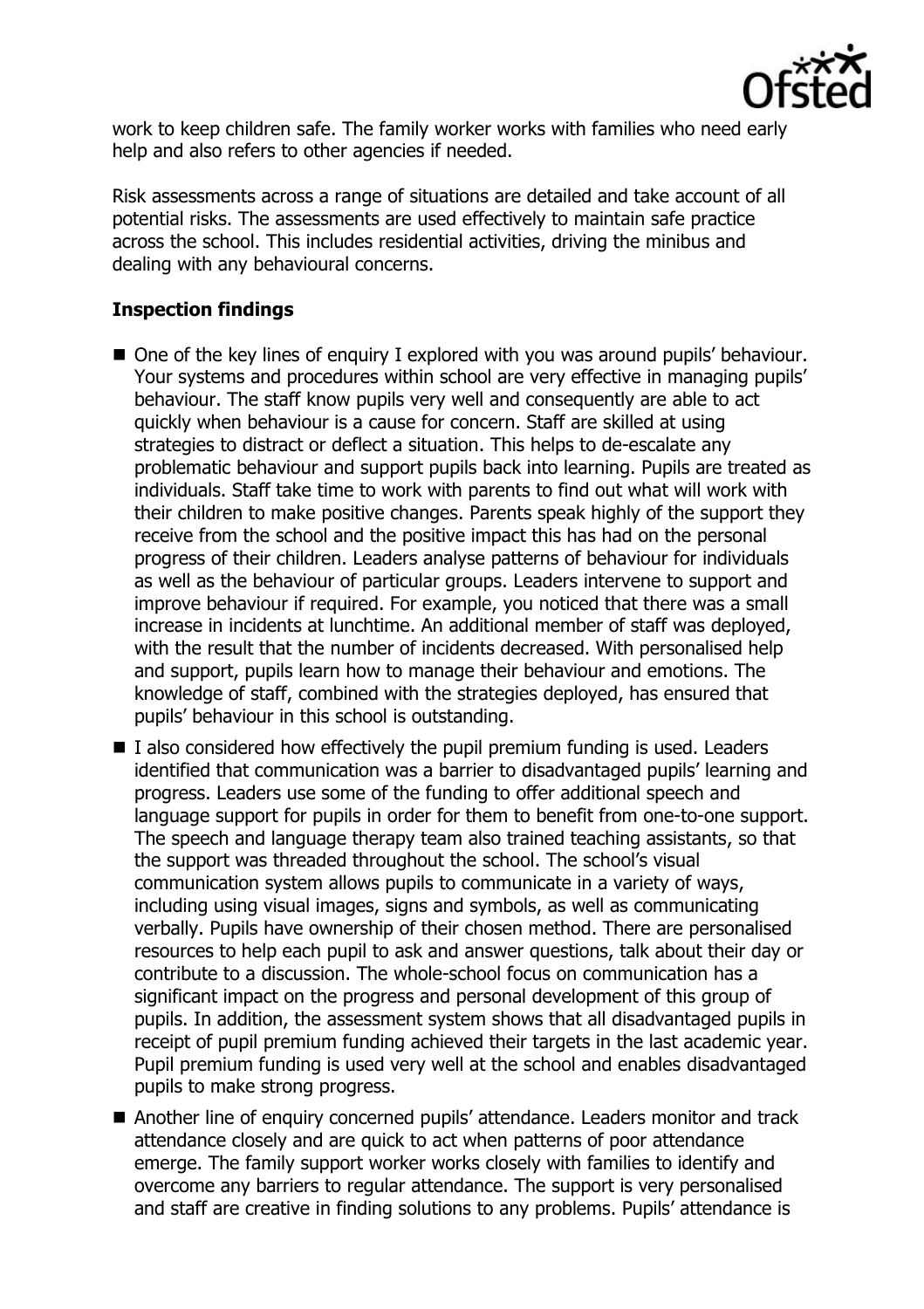work to keep children safe. The family worker works with families who need early help and also refers to other agencies if needed.

Risk assessments across a range of situations are detailed and take account of all potential risks. The assessments are used effectively to maintain safe practice across the school. This includes residential activities, driving the minibus and dealing with any behavioural concerns.

## Inspection findings

- One of the key lines of enquiry I explored with you was around pupils' behaviour. Your systems and procedures within school are very effective in managing pupils' behaviour. The staff know pupils very well and consequently are able to act quickly when behaviour is a cause for concern. Staff are skilled at using strategies to distract or deflect a situation. This helps to de-escalate any problematic behaviour and support pupils back into learning. Pupils are treated as individuals. Staff take time to work with parents to find out what will work with their children to make positive changes. Parents speak highly of the support they receive from the school and the positive impact this has had on the personal progress of their children. Leaders analyse patterns of behaviour for individuals as well as the behaviour of particular groups. Leaders intervene to support and improve behaviour if required. For example, you noticed that there was a small increase in incidents at lunchtime. An additional member of staff was deployed, with the result that the number of incidents decreased. With personalised help and support, pupils learn how to manage their behaviour and emotions. The knowledge of staff, combined with the strategies deployed, has ensured that pupils' behaviour in this school is outstanding.
- I also considered how effectively the pupil premium funding is used. Leaders identified that communication was a barrier to disadvantaged pupils' learning and progress. Leaders use some of the funding to offer additional speech and language support for pupils in order for them to benefit from one-to-one support. The speech and language therapy team also trained teaching assistants, so that the support was threaded throughout the school. The school's visual communication system allows pupils to communicate in a variety of ways, including using visual images, signs and symbols, as well as communicating verbally. Pupils have ownership of their chosen method. There are personalised resources to help each pupil to ask and answer questions, talk about their day or contribute to a discussion. The whole-school focus on communication has a significant impact on the progress and personal development of this group of pupils. In addition, the assessment system shows that all disadvantaged pupils in receipt of pupil premium funding achieved their targets in the last academic year. Pupil premium funding is used very well at the school and enables disadvantaged pupils to make strong progress.
- Another line of enquiry concerned pupils' attendance. Leaders monitor and track attendance closely and are quick to act when patterns of poor attendance emerge. The family support worker works closely with families to identify and overcome any barriers to regular attendance. The support is very personalised and staff are creative in finding solutions to any problems. Pupils' attendance is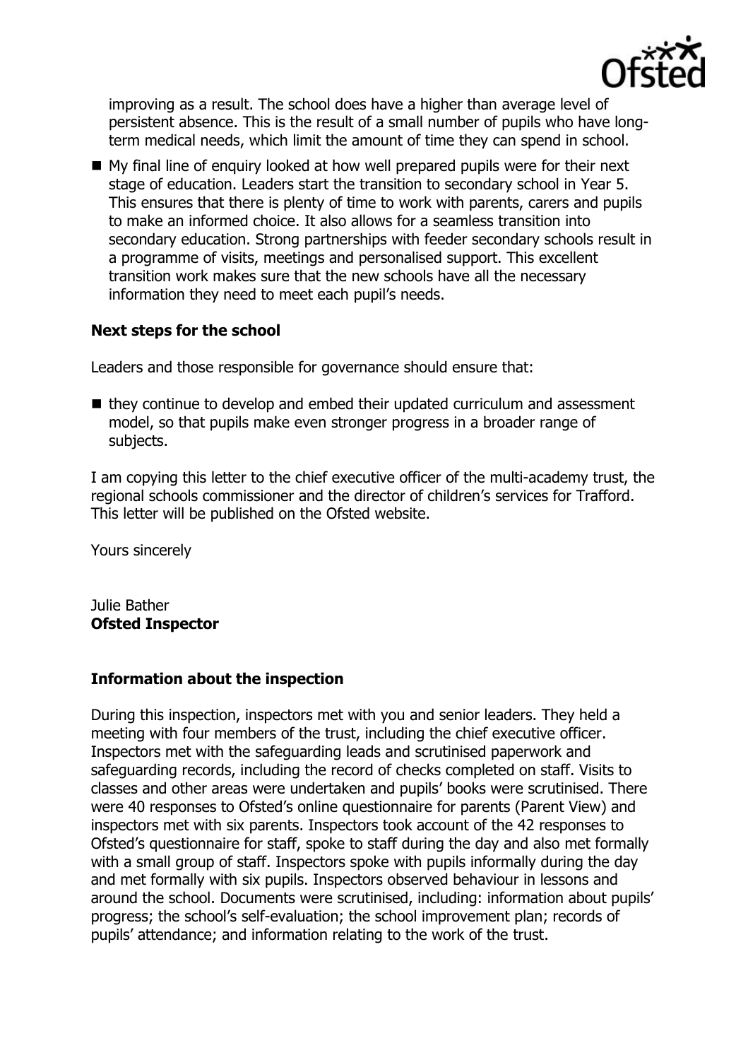improving as a result. The school does have a higher than average level of persistent absence. This is the result of a small number of pupils who have long-term medical needs, which limit the amount of time they can spend in school.

- My final line of enquiry looked at how well prepared pupils were for their next stage of education. Leaders start the transition to secondary school in Year 5. This ensures that there is plenty of time to work with parents, carers and pupils to make an informed choice. It also allows for a seamless transition into secondary education. Strong partnerships with feeder secondary schools result in a programme of visits, meetings and personalised support. This excellent transition work makes sure that the new schools have all the necessary information they need to meet each pupil's needs.

## Next steps for the school

Leaders and those responsible for governance should ensure that:

- they continue to develop and embed their updated curriculum and assessment model, so that pupils make even stronger progress in a broader range of subjects.

I am copying this letter to the chief executive officer of the multi-academy trust, the regional schools commissioner and the director of children's services for Trafford. This letter will be published on the Ofsted website.

Yours sincerely

Julie Bather
**Ofsted Inspector**

## Information about the inspection

During this inspection, inspectors met with you and senior leaders. They held a meeting with four members of the trust, including the chief executive officer. Inspectors met with the safeguarding leads and scrutinised paperwork and safeguarding records, including the record of checks completed on staff. Visits to classes and other areas were undertaken and pupils' books were scrutinised. There were 40 responses to Ofsted's online questionnaire for parents (Parent View) and inspectors met with six parents. Inspectors took account of the 42 responses to Ofsted's questionnaire for staff, spoke to staff during the day and also met formally with a small group of staff. Inspectors spoke with pupils informally during the day and met formally with six pupils. Inspectors observed behaviour in lessons and around the school. Documents were scrutinised, including: information about pupils' progress; the school's self-evaluation; the school improvement plan; records of pupils' attendance; and information relating to the work of the trust.